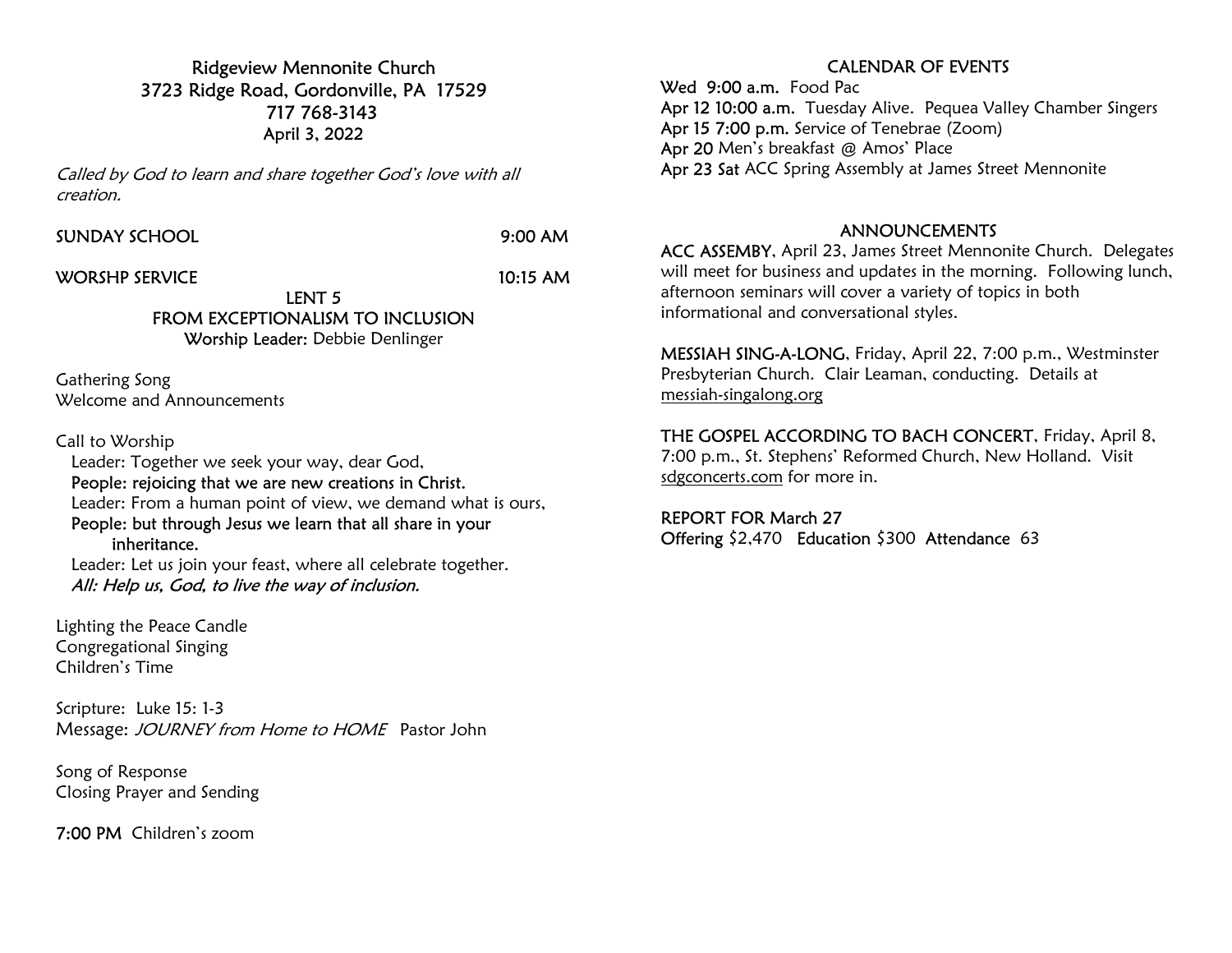# Ridgeview Mennonite Church

3723 Ridge Road, Gordonville, PA 17529
717 768-3143
April 3, 2022

*Called by God to learn and share together God's love with all creation.*

SUNDAY SCHOOL 9:00 AM

WORSHP SERVICE 10:15 AM

LENT 5
FROM EXCEPTIONALISM TO INCLUSION
**Worship Leader:** Debbie Denlinger

Gathering Song
Welcome and Announcements

Call to Worship
Leader: Together we seek your way, dear God,
**People: rejoicing that we are new creations in Christ.**
Leader: From a human point of view, we demand what is ours,
**People: but through Jesus we learn that all share in your inheritance.**
Leader: Let us join your feast, where all celebrate together.
***All: Help us, God, to live the way of inclusion.***

Lighting the Peace Candle
Congregational Singing
Children's Time

Scripture: Luke 15: 1-3
Message: *JOURNEY from Home to HOME* Pastor John

Song of Response
Closing Prayer and Sending

**7:00 PM** Children's zoom

## CALENDAR OF EVENTS

**Wed 9:00 a.m.** Food Pac
**Apr 12 10:00 a.m.** Tuesday Alive. Pequea Valley Chamber Singers
**Apr 15 7:00 p.m.** Service of Tenebrae (Zoom)
**Apr 20** Men's breakfast @ Amos' Place
**Apr 23 Sat** ACC Spring Assembly at James Street Mennonite

## ANNOUNCEMENTS

**ACC ASSEMBY**, April 23, James Street Mennonite Church. Delegates will meet for business and updates in the morning. Following lunch, afternoon seminars will cover a variety of topics in both informational and conversational styles.

**MESSIAH SING-A-LONG**, Friday, April 22, 7:00 p.m., Westminster Presbyterian Church. Clair Leaman, conducting. Details at messiah-singalong.org

**THE GOSPEL ACCORDING TO BACH CONCERT**, Friday, April 8, 7:00 p.m., St. Stephens' Reformed Church, New Holland. Visit sdgconcerts.com for more in.

**REPORT FOR March 27**
**Offering** $2,470 **Education** $300 **Attendance** 63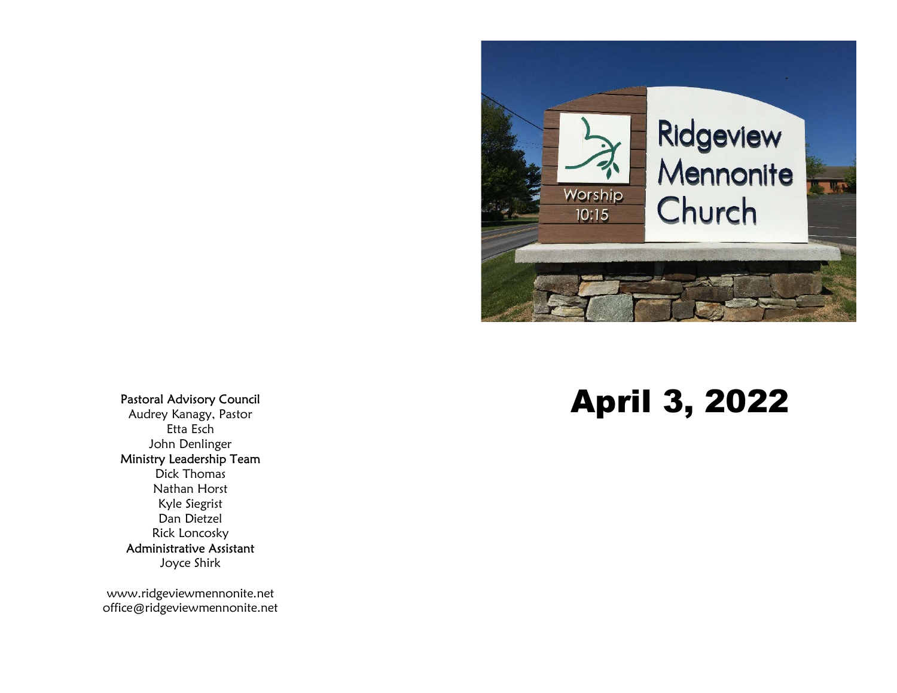**Pastoral Advisory Council**

Audrey Kanagy, Pastor

Etta Esch

John Denlinger

**Ministry Leadership Team**

Dick Thomas

Nathan Horst

Kyle Siegrist

Dan Dietzel

Rick Loncosky

**Administrative Assistant**

Joyce Shirk

www.ridgeviewmennonite.net

office@ridgeviewmennonite.net

# April 3, 2022